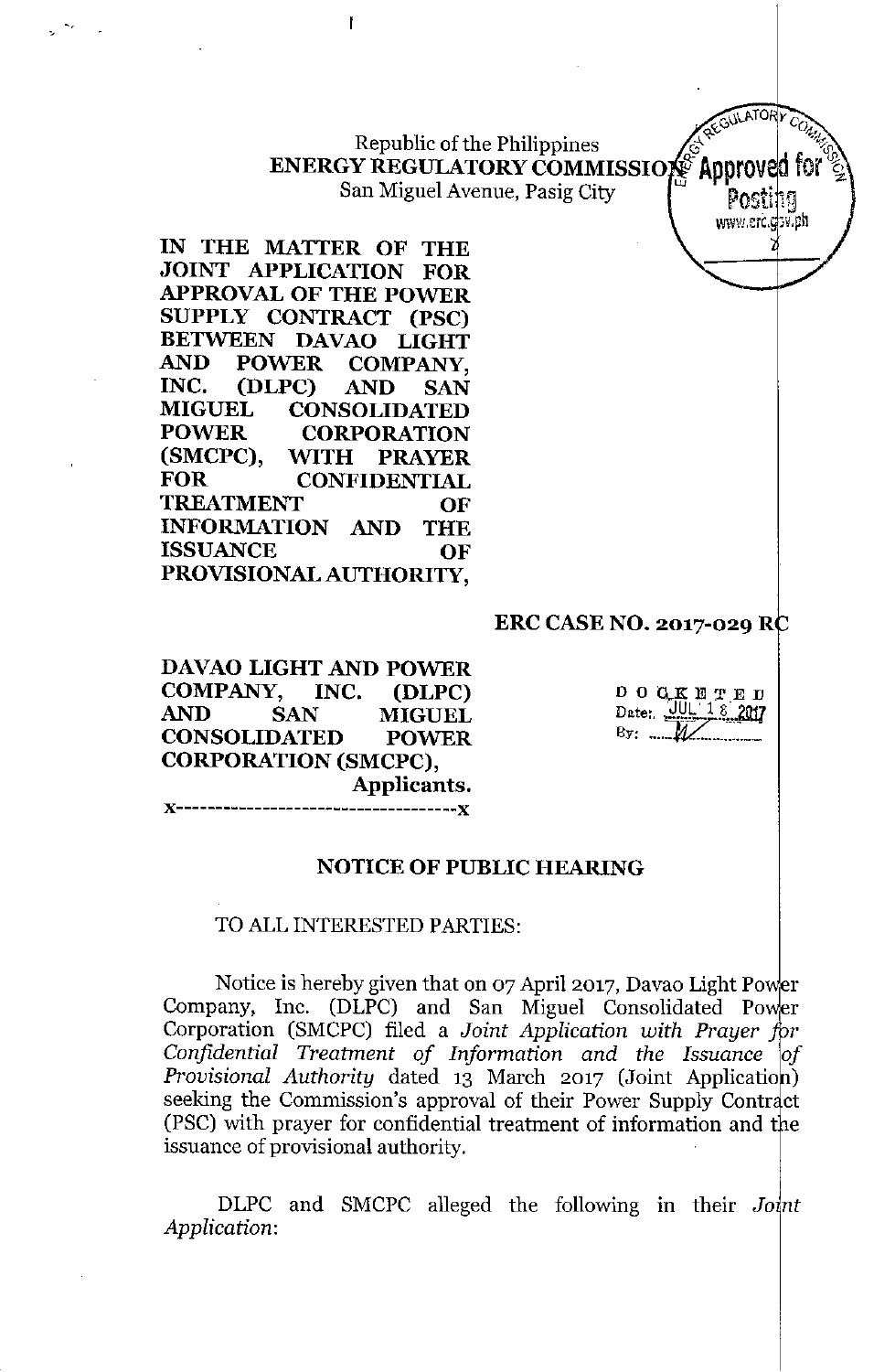Republic of the Philippines
**ENERGY REGULATORY COMMISSION**
San Miguel Avenue, Pasig City

**IN THE MATTER OF THE JOINT APPLICATION FOR APPROVAL OF THE POWER SUPPLY CONTRACT (PSC) BETWEEN DAVAO LIGHT AND POWER COMPANY, INC. (DLPC) AND SAN MIGUEL CONSOLIDATED POWER CORPORATION (SMCPC), WITH PRAYER FOR CONFIDENTIAL TREATMENT OF INFORMATION AND THE ISSUANCE OF PROVISIONAL AUTHORITY,**

**ERC CASE NO. 2017-029 RC**

**DAVAO LIGHT AND POWER COMPANY, INC. (DLPC) AND SAN MIGUEL CONSOLIDATED POWER CORPORATION (SMCPC),**
**Applicants.**

x-------------------------------------x

DOCKETED
Date: JUL 18 2017
By: ______

## NOTICE OF PUBLIC HEARING

TO ALL INTERESTED PARTIES:

Notice is hereby given that on 07 April 2017, Davao Light Power Company, Inc. (DLPC) and San Miguel Consolidated Power Corporation (SMCPC) filed a *Joint Application with Prayer for Confidential Treatment of Information and the Issuance of Provisional Authority* dated 13 March 2017 (Joint Application) seeking the Commission's approval of their Power Supply Contract (PSC) with prayer for confidential treatment of information and the issuance of provisional authority.

DLPC and SMCPC alleged the following in their *Joint Application*: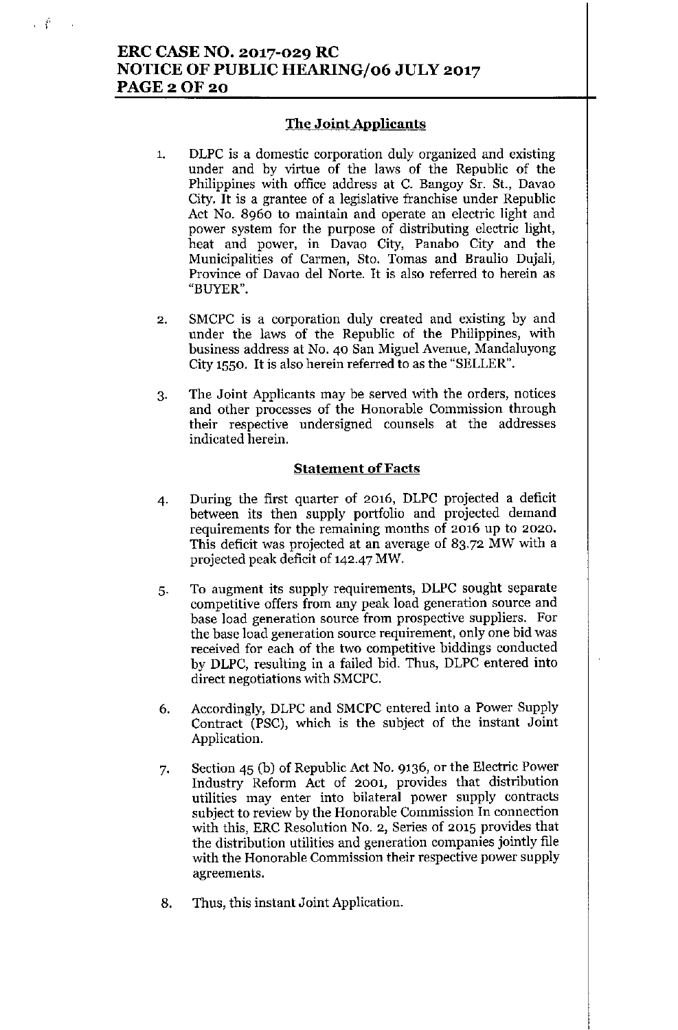## The Joint Applicants

1. DLPC is a domestic corporation duly organized and existing under and by virtue of the laws of the Republic of the Philippines with office address at C. Bangoy Sr. St., Davao City. It is a grantee of a legislative franchise under Republic Act No. 8960 to maintain and operate an electric light and power system for the purpose of distributing electric light, heat and power, in Davao City, Panabo City and the Municipalities of Carmen, Sto. Tomas and Braulio Dujali, Province of Davao del Norte. It is also referred to herein as "BUYER".

2. SMCPC is a corporation duly created and existing by and under the laws of the Republic of the Philippines, with business address at No. 40 San Miguel Avenue, Mandaluyong City 1550. It is also herein referred to as the "SELLER".

3. The Joint Applicants may be served with the orders, notices and other processes of the Honorable Commission through their respective undersigned counsels at the addresses indicated herein.

## Statement of Facts

4. During the first quarter of 2016, DLPC projected a deficit between its then supply portfolio and projected demand requirements for the remaining months of 2016 up to 2020. This deficit was projected at an average of 83.72 MW with a projected peak deficit of 142.47 MW.

5. To augment its supply requirements, DLPC sought separate competitive offers from any peak load generation source and base load generation source from prospective suppliers. For the base load generation source requirement, only one bid was received for each of the two competitive biddings conducted by DLPC, resulting in a failed bid. Thus, DLPC entered into direct negotiations with SMCPC.

6. Accordingly, DLPC and SMCPC entered into a Power Supply Contract (PSC), which is the subject of the instant Joint Application.

7. Section 45 (b) of Republic Act No. 9136, or the Electric Power Industry Reform Act of 2001, provides that distribution utilities may enter into bilateral power supply contracts subject to review by the Honorable Commission In connection with this, ERC Resolution No. 2, Series of 2015 provides that the distribution utilities and generation companies jointly file with the Honorable Commission their respective power supply agreements.

8. Thus, this instant Joint Application.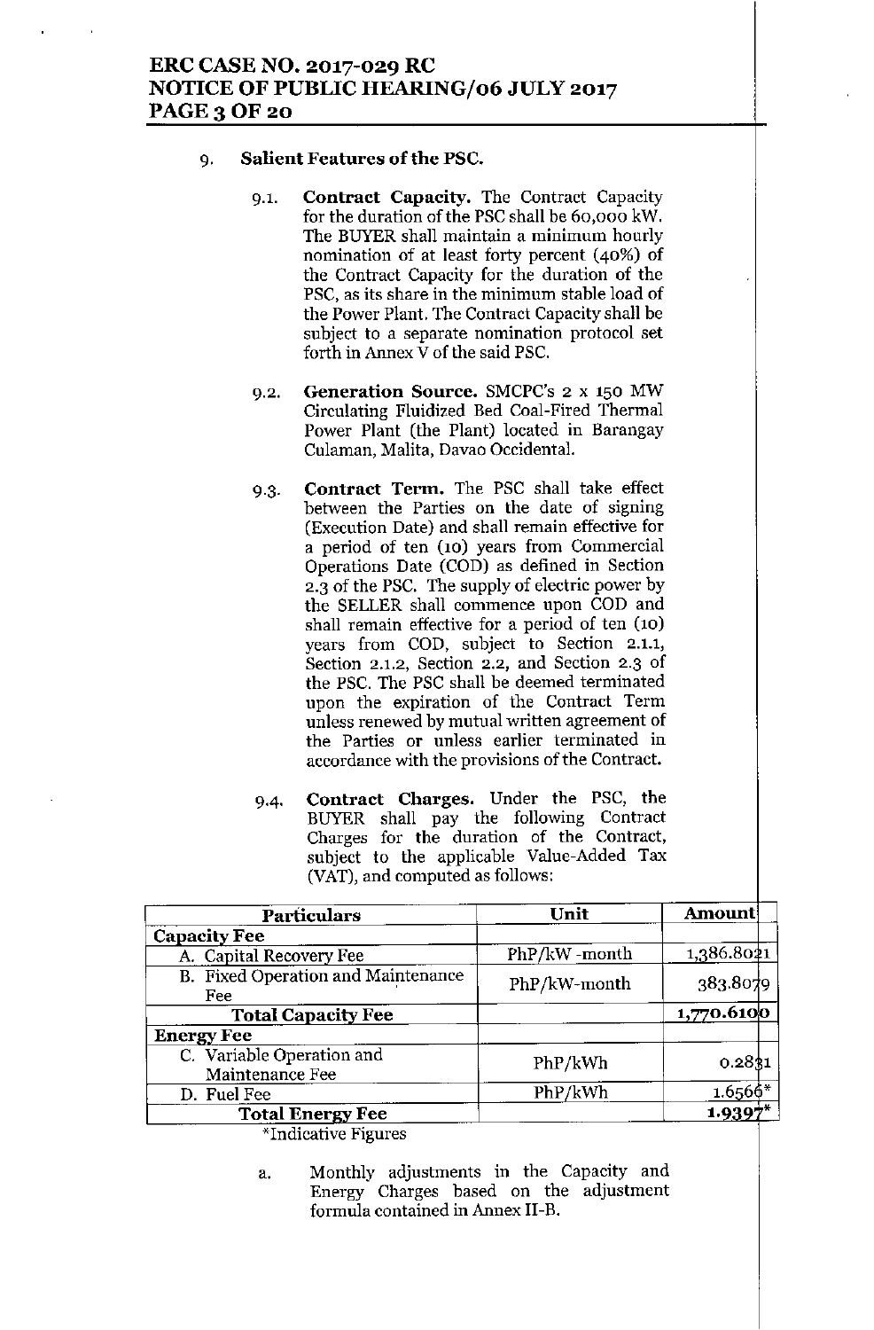9. **Salient Features of the PSC.**

   9.1. **Contract Capacity.** The Contract Capacity for the duration of the PSC shall be 60,000 kW. The BUYER shall maintain a minimum hourly nomination of at least forty percent (40%) of the Contract Capacity for the duration of the PSC, as its share in the minimum stable load of the Power Plant. The Contract Capacity shall be subject to a separate nomination protocol set forth in Annex V of the said PSC.

   9.2. **Generation Source.** SMCPC's 2 x 150 MW Circulating Fluidized Bed Coal-Fired Thermal Power Plant (the Plant) located in Barangay Culaman, Malita, Davao Occidental.

   9.3. **Contract Term.** The PSC shall take effect between the Parties on the date of signing (Execution Date) and shall remain effective for a period of ten (10) years from Commercial Operations Date (COD) as defined in Section 2.3 of the PSC. The supply of electric power by the SELLER shall commence upon COD and shall remain effective for a period of ten (10) years from COD, subject to Section 2.1.1, Section 2.1.2, Section 2.2, and Section 2.3 of the PSC. The PSC shall be deemed terminated upon the expiration of the Contract Term unless renewed by mutual written agreement of the Parties or unless earlier terminated in accordance with the provisions of the Contract.

   9.4. **Contract Charges.** Under the PSC, the BUYER shall pay the following Contract Charges for the duration of the Contract, subject to the applicable Value-Added Tax (VAT), and computed as follows:

| Particulars | Unit | Amount |
|---|---|---|
| **Capacity Fee** | | |
| A. Capital Recovery Fee | PhP/kW -month | 1,386.8021 |
| B. Fixed Operation and Maintenance Fee | PhP/kW-month | 383.8079 |
| **Total Capacity Fee** | | **1,770.6100** |
| **Energy Fee** | | |
| C. Variable Operation and Maintenance Fee | PhP/kWh | 0.2831 |
| D. Fuel Fee | PhP/kWh | 1.6566* |
| **Total Energy Fee** | | **1.9397*** |

*Indicative Figures

   a. Monthly adjustments in the Capacity and Energy Charges based on the adjustment formula contained in Annex II-B.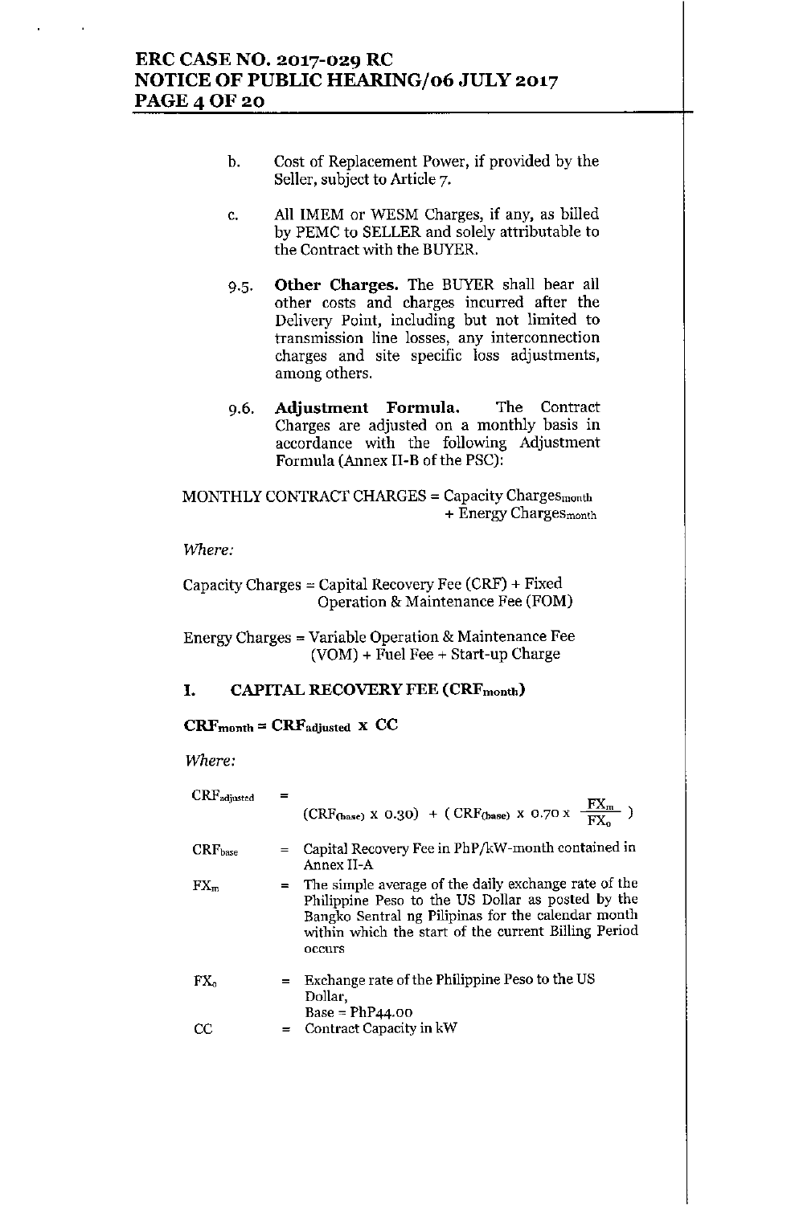b. Cost of Replacement Power, if provided by the Seller, subject to Article 7.

c. All IMEM or WESM Charges, if any, as billed by PEMC to SELLER and solely attributable to the Contract with the BUYER.

9.5. **Other Charges.** The BUYER shall bear all other costs and charges incurred after the Delivery Point, including but not limited to transmission line losses, any interconnection charges and site specific loss adjustments, among others.

9.6. **Adjustment Formula.** The Contract Charges are adjusted on a monthly basis in accordance with the following Adjustment Formula (Annex II-B of the PSC):

$$\text{MONTHLY CONTRACT CHARGES} = \text{Capacity Charges}_{\text{month}} + \text{Energy Charges}_{\text{month}}$$

*Where:*

Capacity Charges = Capital Recovery Fee (CRF) + Fixed Operation & Maintenance Fee (FOM)

Energy Charges = Variable Operation & Maintenance Fee (VOM) + Fuel Fee + Start-up Charge

## I. CAPITAL RECOVERY FEE ($CRF_{month}$)

$$\mathbf{CRF_{month} = CRF_{adjusted} \times CC}$$

*Where:*

$CRF_{adjusted}$ = $(CRF_{(base)} \times 0.30) + (CRF_{(base)} \times 0.70 \times \frac{FX_m}{FX_o})$

$CRF_{base}$ = Capital Recovery Fee in PhP/kW-month contained in Annex II-A

$FX_m$ = The simple average of the daily exchange rate of the Philippine Peso to the US Dollar as posted by the Bangko Sentral ng Pilipinas for the calendar month within which the start of the current Billing Period occurs

$FX_o$ = Exchange rate of the Philippine Peso to the US Dollar, Base = PhP44.00

CC = Contract Capacity in kW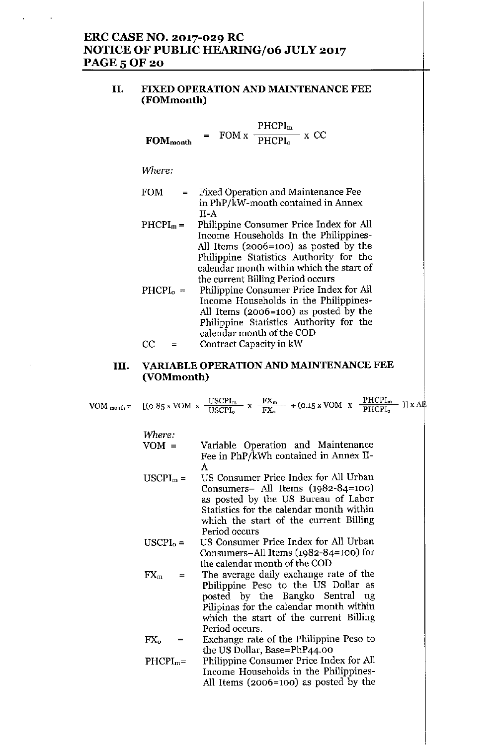## II. FIXED OPERATION AND MAINTENANCE FEE (FOMmonth)

$$FOM_{month} = FOM \times \frac{PHCPI_m}{PHCPI_o} \times CC$$

*Where:*

- FOM = Fixed Operation and Maintenance Fee in PhP/kW-month contained in Annex II-A
- $PHCPI_m$ = Philippine Consumer Price Index for All Income Households In the Philippines-All Items (2006=100) as posted by the Philippine Statistics Authority for the calendar month within which the start of the current Billing Period occurs
- $PHCPI_o$ = Philippine Consumer Price Index for All Income Households in the Philippines-All Items (2006=100) as posted by the Philippine Statistics Authority for the calendar month of the COD
- CC = Contract Capacity in kW

## III. VARIABLE OPERATION AND MAINTENANCE FEE (VOMmonth)

$$VOM_{month} = [(0.85 \times VOM \times \frac{USCPI_m}{USCPI_o} \times \frac{FX_m}{FX_o} + (0.15 \times VOM \times \frac{PHCPI_m}{PHCPI_o})] \times AE$$

*Where:*

- VOM = Variable Operation and Maintenance Fee in PhP/kWh contained in Annex II-A
- $USCPI_m$ = US Consumer Price Index for All Urban Consumers– All Items (1982-84=100) as posted by the US Bureau of Labor Statistics for the calendar month within which the start of the current Billing Period occurs
- $USCPI_o$ = US Consumer Price Index for All Urban Consumers–All Items (1982-84=100) for the calendar month of the COD
- $FX_m$ = The average daily exchange rate of the Philippine Peso to the US Dollar as posted by the Bangko Sentral ng Pilipinas for the calendar month within which the start of the current Billing Period occurs.
- $FX_o$ = Exchange rate of the Philippine Peso to the US Dollar, Base=PhP44.00
- $PHCPI_m$= Philippine Consumer Price Index for All Income Households in the Philippines-All Items (2006=100) as posted by the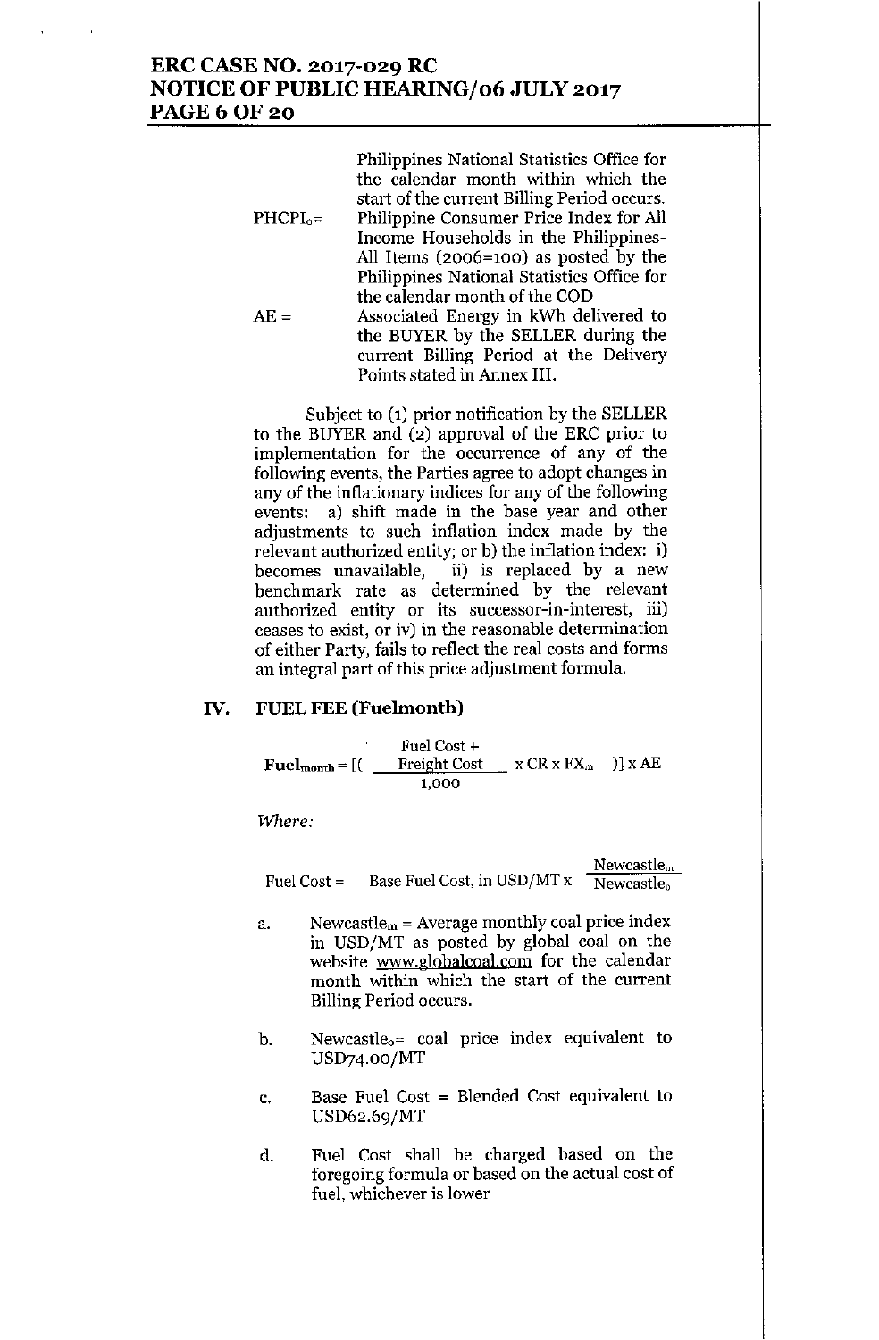Philippines National Statistics Office for the calendar month within which the start of the current Billing Period occurs.

$PHCPI_o$ = Philippine Consumer Price Index for All Income Households in the Philippines- All Items (2006=100) as posted by the Philippines National Statistics Office for the calendar month of the COD

AE = Associated Energy in kWh delivered to the BUYER by the SELLER during the current Billing Period at the Delivery Points stated in Annex III.

Subject to (1) prior notification by the SELLER to the BUYER and (2) approval of the ERC prior to implementation for the occurrence of any of the following events, the Parties agree to adopt changes in any of the inflationary indices for any of the following events: a) shift made in the base year and other adjustments to such inflation index made by the relevant authorized entity; or b) the inflation index: i) becomes unavailable, ii) is replaced by a new benchmark rate as determined by the relevant authorized entity or its successor-in-interest, iii) ceases to exist, or iv) in the reasonable determination of either Party, fails to reflect the real costs and forms an integral part of this price adjustment formula.

## IV. FUEL FEE (Fuelmonth)

$$\textbf{Fuel}_{\textbf{month}} = [( \frac{\text{Fuel Cost} + \text{Freight Cost}}{1{,}000} \times CR \times FX_m \quad )] \times AE$$

*Where:*

$$\text{Fuel Cost} = \text{Base Fuel Cost, in USD/MT} \times \frac{Newcastle_m}{Newcastle_o}$$

a. $Newcastle_m$ = Average monthly coal price index in USD/MT as posted by global coal on the website www.globalcoal.com for the calendar month within which the start of the current Billing Period occurs.

b. $Newcastle_o$= coal price index equivalent to USD74.00/MT

c. Base Fuel Cost = Blended Cost equivalent to USD62.69/MT

d. Fuel Cost shall be charged based on the foregoing formula or based on the actual cost of fuel, whichever is lower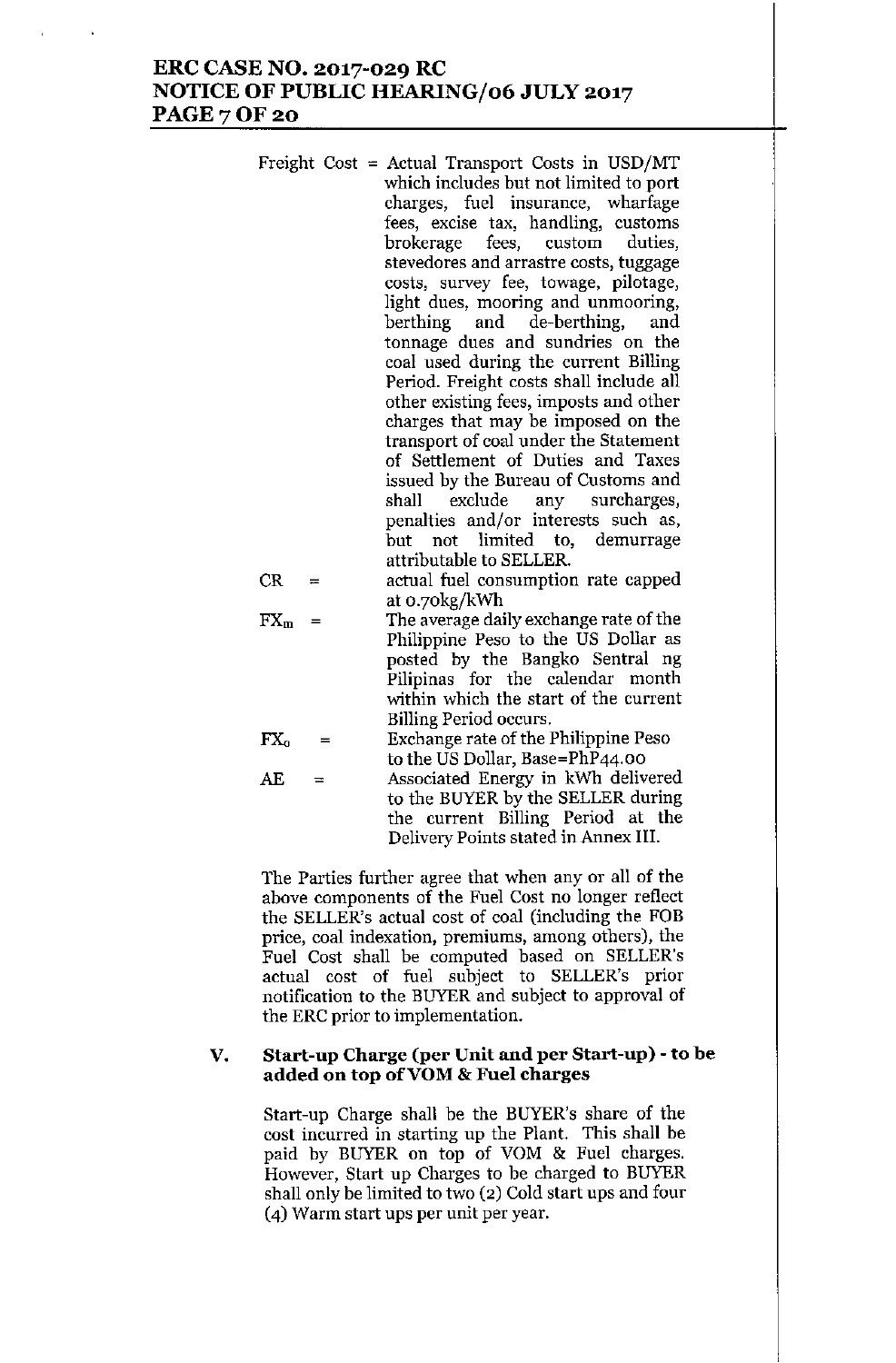Freight Cost = Actual Transport Costs in USD/MT which includes but not limited to port charges, fuel insurance, wharfage fees, excise tax, handling, customs brokerage fees, custom duties, stevedores and arrastre costs, tuggage costs, survey fee, towage, pilotage, light dues, mooring and unmooring, berthing and de-berthing, and tonnage dues and sundries on the coal used during the current Billing Period. Freight costs shall include all other existing fees, imposts and other charges that may be imposed on the transport of coal under the Statement of Settlement of Duties and Taxes issued by the Bureau of Customs and shall exclude any surcharges, penalties and/or interests such as, but not limited to, demurrage attributable to SELLER.

CR = actual fuel consumption rate capped at 0.70kg/kWh

$FX_m$ = The average daily exchange rate of the Philippine Peso to the US Dollar as posted by the Bangko Sentral ng Pilipinas for the calendar month within which the start of the current Billing Period occurs.

$FX_o$ = Exchange rate of the Philippine Peso to the US Dollar, Base=PhP44.00

AE = Associated Energy in kWh delivered to the BUYER by the SELLER during the current Billing Period at the Delivery Points stated in Annex III.

The Parties further agree that when any or all of the above components of the Fuel Cost no longer reflect the SELLER's actual cost of coal (including the FOB price, coal indexation, premiums, among others), the Fuel Cost shall be computed based on SELLER's actual cost of fuel subject to SELLER's prior notification to the BUYER and subject to approval of the ERC prior to implementation.

## V. Start-up Charge (per Unit and per Start-up) - to be added on top of VOM & Fuel charges

Start-up Charge shall be the BUYER's share of the cost incurred in starting up the Plant. This shall be paid by BUYER on top of VOM & Fuel charges. However, Start up Charges to be charged to BUYER shall only be limited to two (2) Cold start ups and four (4) Warm start ups per unit per year.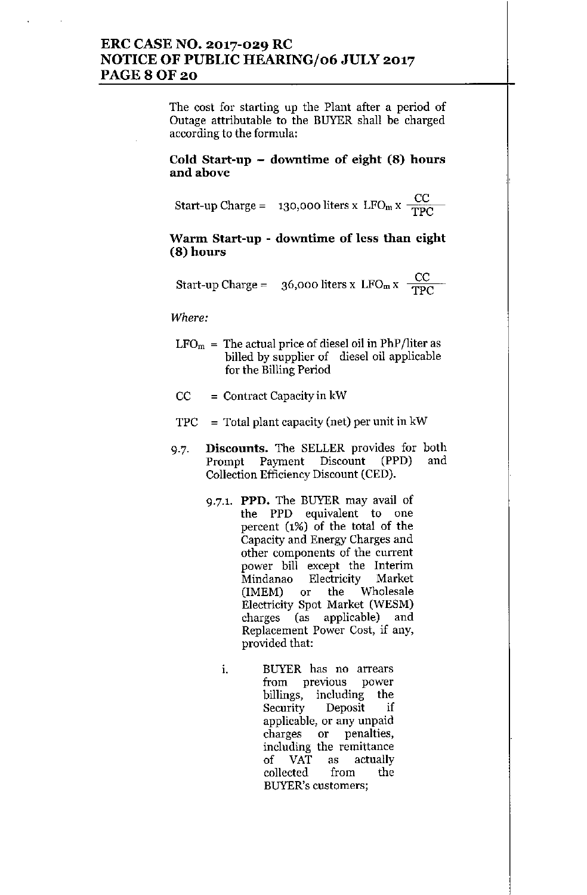The cost for starting up the Plant after a period of Outage attributable to the BUYER shall be charged according to the formula:

**Cold Start-up – downtime of eight (8) hours and above**

$$\text{Start-up Charge} = 130{,}000 \text{ liters} \times LFO_m \times \frac{CC}{TPC}$$

**Warm Start-up - downtime of less than eight (8) hours**

$$\text{Start-up Charge} = 36{,}000 \text{ liters} \times LFO_m \times \frac{CC}{TPC}$$

*Where:*

$LFO_m$ = The actual price of diesel oil in PhP/liter as billed by supplier of diesel oil applicable for the Billing Period

$CC$ = Contract Capacity in kW

$TPC$ = Total plant capacity (net) per unit in kW

9.7. **Discounts.** The SELLER provides for both Prompt Payment Discount (PPD) and Collection Efficiency Discount (CED).

9.7.1. **PPD.** The BUYER may avail of the PPD equivalent to one percent (1%) of the total of the Capacity and Energy Charges and other components of the current power bill except the Interim Mindanao Electricity Market (IMEM) or the Wholesale Electricity Spot Market (WESM) charges (as applicable) and Replacement Power Cost, if any, provided that:

i. BUYER has no arrears from previous power billings, including the Security Deposit if applicable, or any unpaid charges or penalties, including the remittance of VAT as actually collected from the BUYER's customers;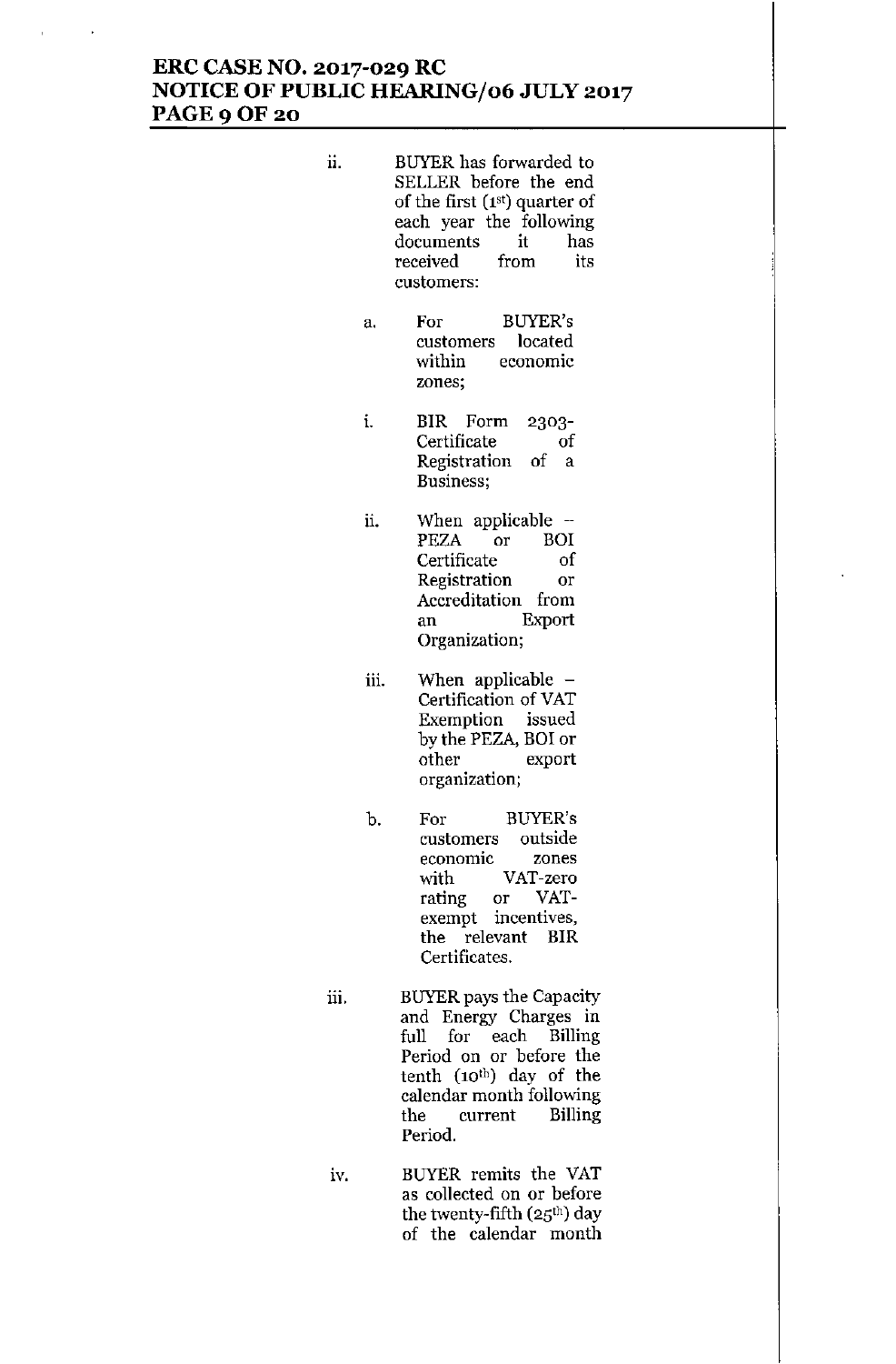ii. BUYER has forwarded to SELLER before the end of the first (1st) quarter of each year the following documents it has received from its customers:

   a. For BUYER's customers located within economic zones;

      i. BIR Form 2303-Certificate of Registration of a Business;

      ii. When applicable – PEZA or BOI Certificate of Registration or Accreditation from an Export Organization;

      iii. When applicable – Certification of VAT Exemption issued by the PEZA, BOI or other export organization;

   b. For BUYER's customers outside economic zones with VAT-zero rating or VAT-exempt incentives, the relevant BIR Certificates.

iii. BUYER pays the Capacity and Energy Charges in full for each Billing Period on or before the tenth (10th) day of the calendar month following the current Billing Period.

iv. BUYER remits the VAT as collected on or before the twenty-fifth (25th) day of the calendar month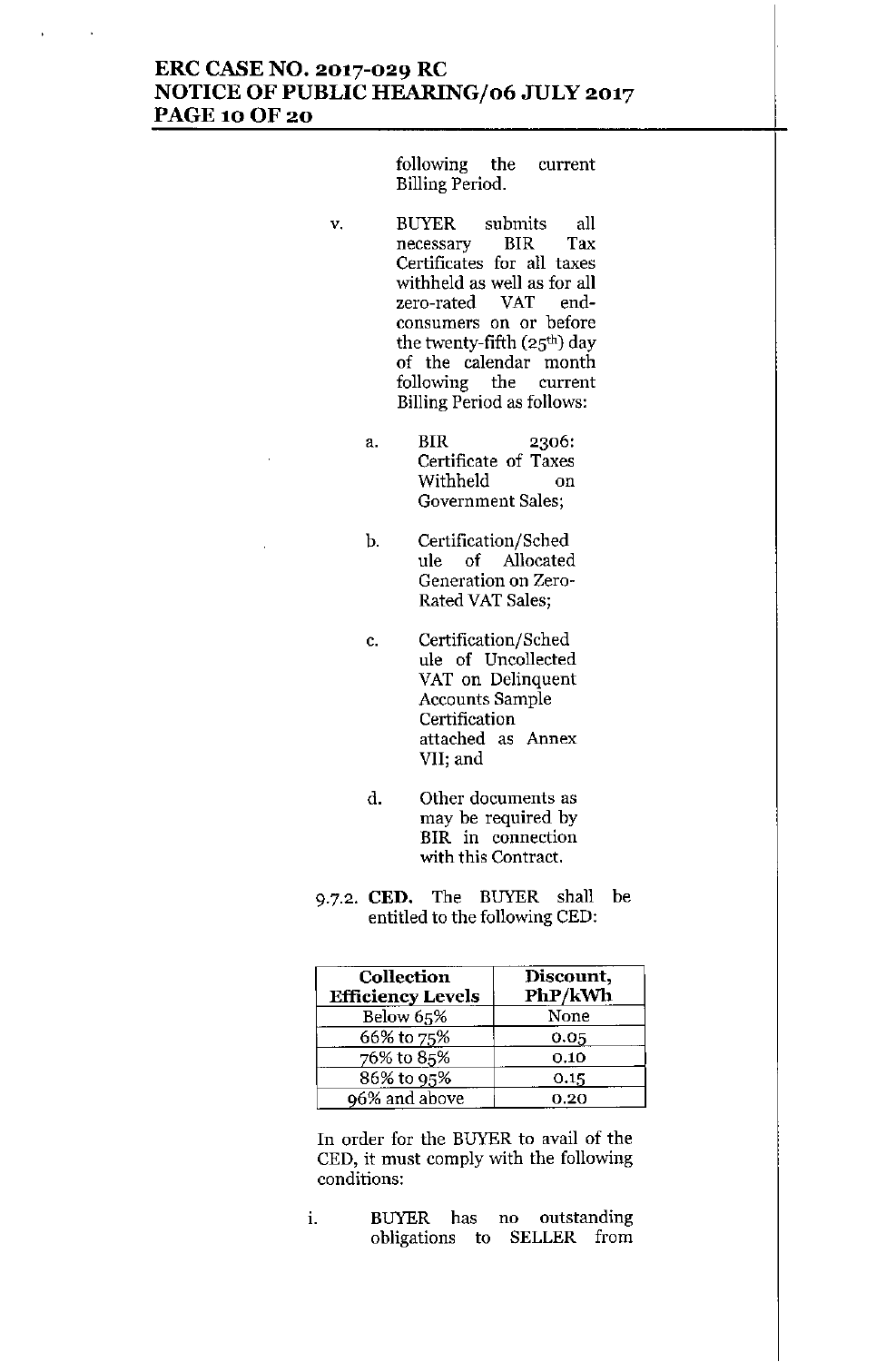following the current Billing Period.

v. BUYER submits all necessary BIR Tax Certificates for all taxes withheld as well as for all zero-rated VAT end-consumers on or before the twenty-fifth (25th) day of the calendar month following the current Billing Period as follows:

a. BIR 2306: Certificate of Taxes Withheld on Government Sales;

b. Certification/Schedule of Allocated Generation on Zero-Rated VAT Sales;

c. Certification/Schedule of Uncollected VAT on Delinquent Accounts Sample Certification attached as Annex VII; and

d. Other documents as may be required by BIR in connection with this Contract.

9.7.2. **CED.** The BUYER shall be entitled to the following CED:

| Collection Efficiency Levels | Discount, PhP/kWh |
|---|---|
| Below 65% | None |
| 66% to 75% | 0.05 |
| 76% to 85% | 0.10 |
| 86% to 95% | 0.15 |
| 96% and above | 0.20 |

In order for the BUYER to avail of the CED, it must comply with the following conditions:

i. BUYER has no outstanding obligations to SELLER from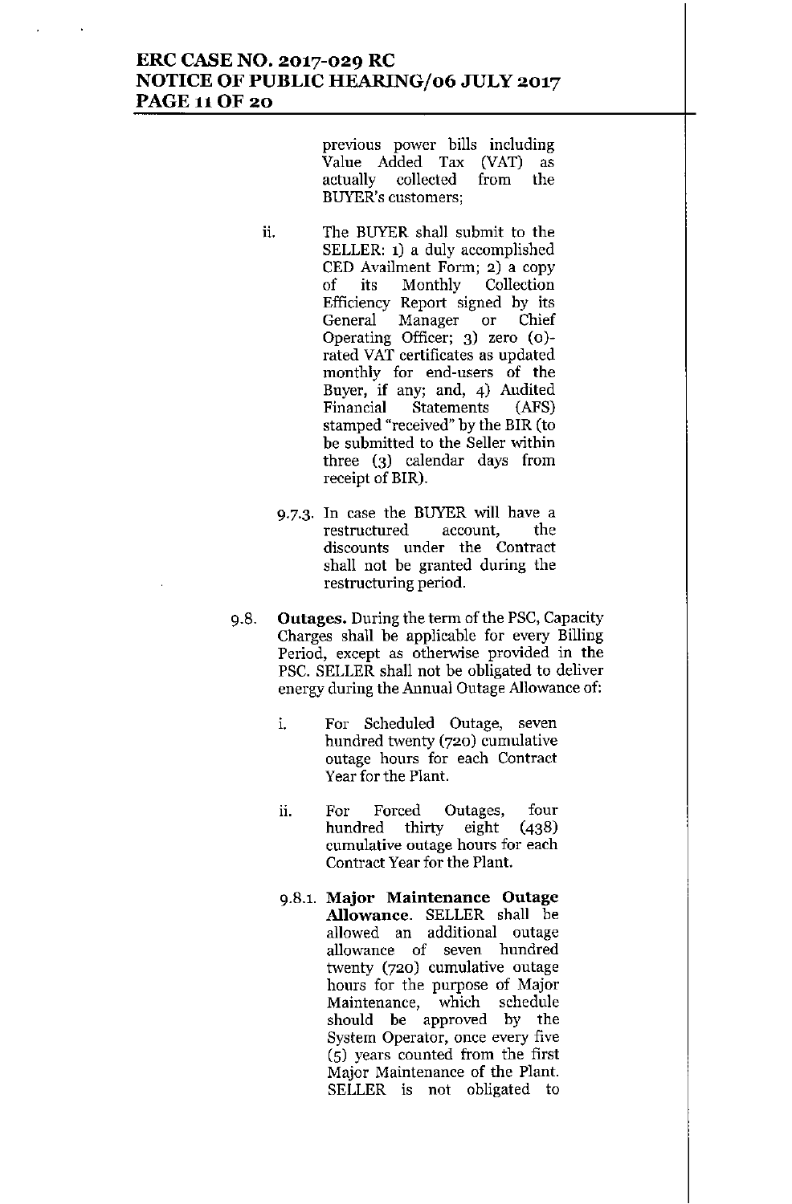previous power bills including Value Added Tax (VAT) as actually collected from the BUYER's customers;

ii. The BUYER shall submit to the SELLER: 1) a duly accomplished CED Availment Form; 2) a copy of its Monthly Collection Efficiency Report signed by its General Manager or Chief Operating Officer; 3) zero (0)-rated VAT certificates as updated monthly for end-users of the Buyer, if any; and, 4) Audited Financial Statements (AFS) stamped "received" by the BIR (to be submitted to the Seller within three (3) calendar days from receipt of BIR).

9.7.3. In case the BUYER will have a restructured account, the discounts under the Contract shall not be granted during the restructuring period.

9.8. **Outages.** During the term of the PSC, Capacity Charges shall be applicable for every Billing Period, except as otherwise provided in the PSC. SELLER shall not be obligated to deliver energy during the Annual Outage Allowance of:

i. For Scheduled Outage, seven hundred twenty (720) cumulative outage hours for each Contract Year for the Plant.

ii. For Forced Outages, four hundred thirty eight (438) cumulative outage hours for each Contract Year for the Plant.

9.8.1. **Major Maintenance Outage Allowance**. SELLER shall be allowed an additional outage allowance of seven hundred twenty (720) cumulative outage hours for the purpose of Major Maintenance, which schedule should be approved by the System Operator, once every five (5) years counted from the first Major Maintenance of the Plant. SELLER is not obligated to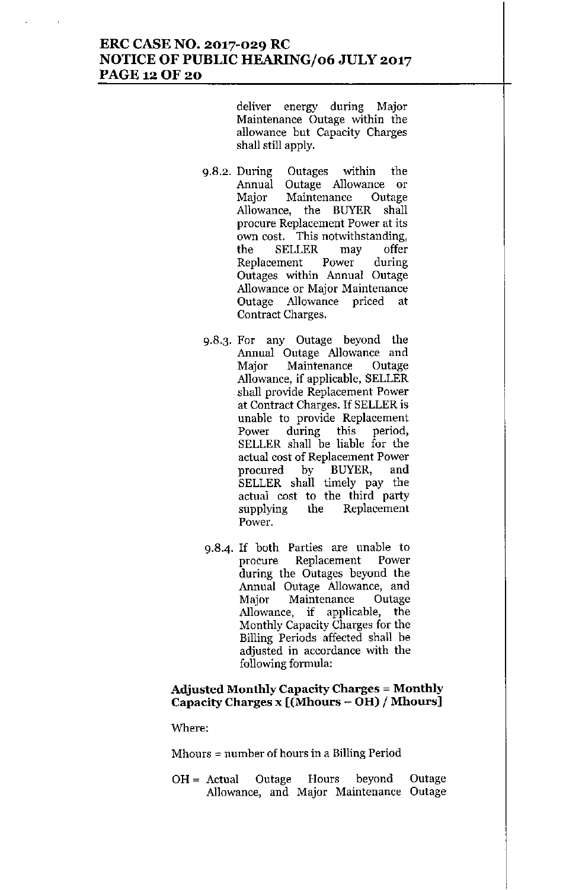deliver energy during Major Maintenance Outage within the allowance but Capacity Charges shall still apply.

9.8.2. During Outages within the Annual Outage Allowance or Major Maintenance Outage Allowance, the BUYER shall procure Replacement Power at its own cost. This notwithstanding, the SELLER may offer Replacement Power during Outages within Annual Outage Allowance or Major Maintenance Outage Allowance priced at Contract Charges.

9.8.3. For any Outage beyond the Annual Outage Allowance and Major Maintenance Outage Allowance, if applicable, SELLER shall provide Replacement Power at Contract Charges. If SELLER is unable to provide Replacement Power during this period, SELLER shall be liable for the actual cost of Replacement Power procured by BUYER, and SELLER shall timely pay the actual cost to the third party supplying the Replacement Power.

9.8.4. If both Parties are unable to procure Replacement Power during the Outages beyond the Annual Outage Allowance, and Major Maintenance Outage Allowance, if applicable, the Monthly Capacity Charges for the Billing Periods affected shall be adjusted in accordance with the following formula:

**Adjusted Monthly Capacity Charges = Monthly Capacity Charges x [(Mhours – OH) / Mhours]**

Where:

Mhours = number of hours in a Billing Period

OH = Actual Outage Hours beyond Outage Allowance, and Major Maintenance Outage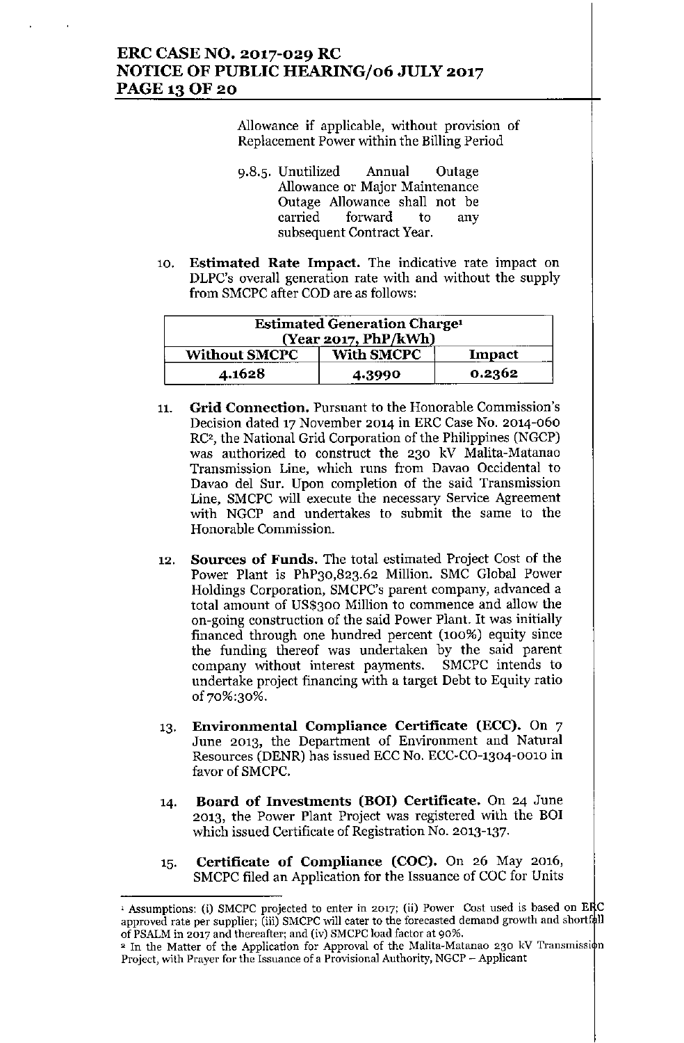Allowance if applicable, without provision of Replacement Power within the Billing Period

9.8.5. Unutilized Annual Outage Allowance or Major Maintenance Outage Allowance shall not be carried forward to any subsequent Contract Year.

10. **Estimated Rate Impact.** The indicative rate impact on DLPC's overall generation rate with and without the supply from SMCPC after COD are as follows:

| Estimated Generation Charge[1] (Year 2017, PhP/kWh) | | |
|---|---|---|
| **Without SMCPC** | **With SMCPC** | **Impact** |
| **4.1628** | **4.3990** | **0.2362** |

11. **Grid Connection.** Pursuant to the Honorable Commission's Decision dated 17 November 2014 in ERC Case No. 2014-060 RC[2], the National Grid Corporation of the Philippines (NGCP) was authorized to construct the 230 kV Malita-Matanao Transmission Line, which runs from Davao Occidental to Davao del Sur. Upon completion of the said Transmission Line, SMCPC will execute the necessary Service Agreement with NGCP and undertakes to submit the same to the Honorable Commission.

12. **Sources of Funds.** The total estimated Project Cost of the Power Plant is PhP30,823.62 Million. SMC Global Power Holdings Corporation, SMCPC's parent company, advanced a total amount of US$300 Million to commence and allow the on-going construction of the said Power Plant. It was initially financed through one hundred percent (100%) equity since the funding thereof was undertaken by the said parent company without interest payments. SMCPC intends to undertake project financing with a target Debt to Equity ratio of 70%:30%.

13. **Environmental Compliance Certificate (ECC).** On 7 June 2013, the Department of Environment and Natural Resources (DENR) has issued ECC No. ECC-CO-1304-0010 in favor of SMCPC.

14. **Board of Investments (BOI) Certificate.** On 24 June 2013, the Power Plant Project was registered with the BOI which issued Certificate of Registration No. 2013-137.

15. **Certificate of Compliance (COC).** On 26 May 2016, SMCPC filed an Application for the Issuance of COC for Units

---

[1] Assumptions: (i) SMCPC projected to enter in 2017; (ii) Power Cost used is based on ERC approved rate per supplier; (iii) SMCPC will cater to the forecasted demand growth and shortfall of PSALM in 2017 and thereafter; and (iv) SMCPC load factor at 90%.

[2] In the Matter of the Application for Approval of the Malita-Matanao 230 kV Transmission Project, with Prayer for the Issuance of a Provisional Authority, NGCP – Applicant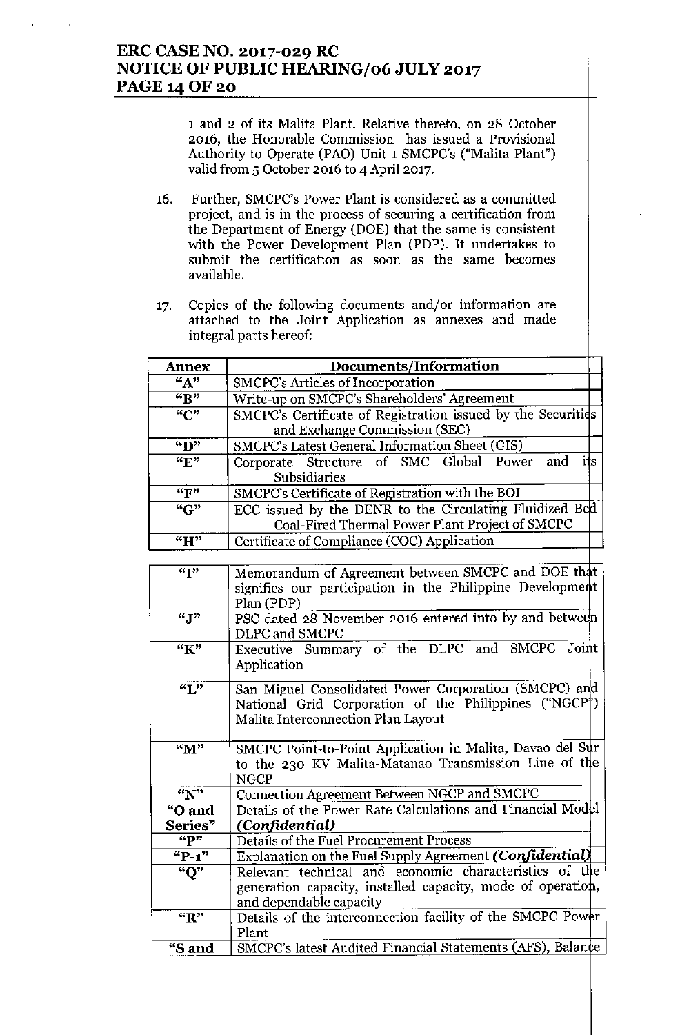1 and 2 of its Malita Plant. Relative thereto, on 28 October 2016, the Honorable Commission has issued a Provisional Authority to Operate (PAO) Unit 1 SMCPC's ("Malita Plant") valid from 5 October 2016 to 4 April 2017.

16. Further, SMCPC's Power Plant is considered as a committed project, and is in the process of securing a certification from the Department of Energy (DOE) that the same is consistent with the Power Development Plan (PDP). It undertakes to submit the certification as soon as the same becomes available.

17. Copies of the following documents and/or information are attached to the Joint Application as annexes and made integral parts hereof:

| Annex | Documents/Information |
|---|---|
| "A" | SMCPC's Articles of Incorporation |
| "B" | Write-up on SMCPC's Shareholders' Agreement |
| "C" | SMCPC's Certificate of Registration issued by the Securities and Exchange Commission (SEC) |
| "D" | SMCPC's Latest General Information Sheet (GIS) |
| "E" | Corporate Structure of SMC Global Power and its Subsidiaries |
| "F" | SMCPC's Certificate of Registration with the BOI |
| "G" | ECC issued by the DENR to the Circulating Fluidized Bed Coal-Fired Thermal Power Plant Project of SMCPC |
| "H" | Certificate of Compliance (COC) Application |
| "I" | Memorandum of Agreement between SMCPC and DOE that signifies our participation in the Philippine Development Plan (PDP) |
| "J" | PSC dated 28 November 2016 entered into by and between DLPC and SMCPC |
| "K" | Executive Summary of the DLPC and SMCPC Joint Application |
| "L" | San Miguel Consolidated Power Corporation (SMCPC) and National Grid Corporation of the Philippines ("NGCP") Malita Interconnection Plan Layout |
| "M" | SMCPC Point-to-Point Application in Malita, Davao del Sur to the 230 KV Malita-Matanao Transmission Line of the NGCP |
| "N" | Connection Agreement Between NGCP and SMCPC |
| "O and Series" | Details of the Power Rate Calculations and Financial Model ***(Confidential)*** |
| "P" | Details of the Fuel Procurement Process |
| "P-1" | Explanation on the Fuel Supply Agreement ***(Confidential)*** |
| "Q" | Relevant technical and economic characteristics of the generation capacity, installed capacity, mode of operation, and dependable capacity |
| "R" | Details of the interconnection facility of the SMCPC Power Plant |
| "S and | SMCPC's latest Audited Financial Statements (AFS), Balance |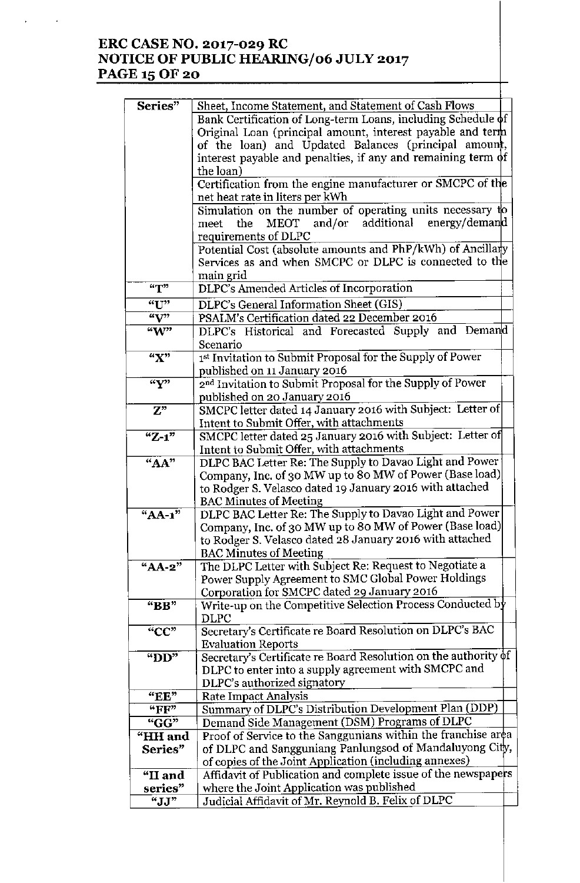| Series" | Sheet, Income Statement, and Statement of Cash Flows |
|---|---|
| | Bank Certification of Long-term Loans, including Schedule of Original Loan (principal amount, interest payable and term of the loan) and Updated Balances (principal amount, interest payable and penalties, if any and remaining term of the loan) |
| | Certification from the engine manufacturer or SMCPC of the net heat rate in liters per kWh |
| | Simulation on the number of operating units necessary to meet the MEOT and/or additional energy/demand requirements of DLPC |
| | Potential Cost (absolute amounts and PhP/kWh) of Ancillary Services as and when SMCPC or DLPC is connected to the main grid |
| "T" | DLPC's Amended Articles of Incorporation |
| "U" | DLPC's General Information Sheet (GIS) |
| "V" | PSALM's Certification dated 22 December 2016 |
| "W" | DLPC's Historical and Forecasted Supply and Demand Scenario |
| "X" | 1st Invitation to Submit Proposal for the Supply of Power published on 11 January 2016 |
| "Y" | 2nd Invitation to Submit Proposal for the Supply of Power published on 20 January 2016 |
| Z" | SMCPC letter dated 14 January 2016 with Subject: Letter of Intent to Submit Offer, with attachments |
| "Z-1" | SMCPC letter dated 25 January 2016 with Subject: Letter of Intent to Submit Offer, with attachments |
| "AA" | DLPC BAC Letter Re: The Supply to Davao Light and Power Company, Inc. of 30 MW up to 80 MW of Power (Base load) to Rodger S. Velasco dated 19 January 2016 with attached BAC Minutes of Meeting |
| "AA-1" | DLPC BAC Letter Re: The Supply to Davao Light and Power Company, Inc. of 30 MW up to 80 MW of Power (Base load) to Rodger S. Velasco dated 28 January 2016 with attached BAC Minutes of Meeting |
| "AA-2" | The DLPC Letter with Subject Re: Request to Negotiate a Power Supply Agreement to SMC Global Power Holdings Corporation for SMCPC dated 29 January 2016 |
| "BB" | Write-up on the Competitive Selection Process Conducted by DLPC |
| "CC" | Secretary's Certificate re Board Resolution on DLPC's BAC Evaluation Reports |
| "DD" | Secretary's Certificate re Board Resolution on the authority of DLPC to enter into a supply agreement with SMCPC and DLPC's authorized signatory |
| "EE" | Rate Impact Analysis |
| "FF" | Summary of DLPC's Distribution Development Plan (DDP) |
| "GG" | Demand Side Management (DSM) Programs of DLPC |
| "HH and Series" | Proof of Service to the Sanggunians within the franchise area of DLPC and Sangguniang Panlungsod of Mandaluyong City, of copies of the Joint Application (including annexes) |
| "II and series" | Affidavit of Publication and complete issue of the newspapers where the Joint Application was published |
| "JJ" | Judicial Affidavit of Mr. Reynold B. Felix of DLPC |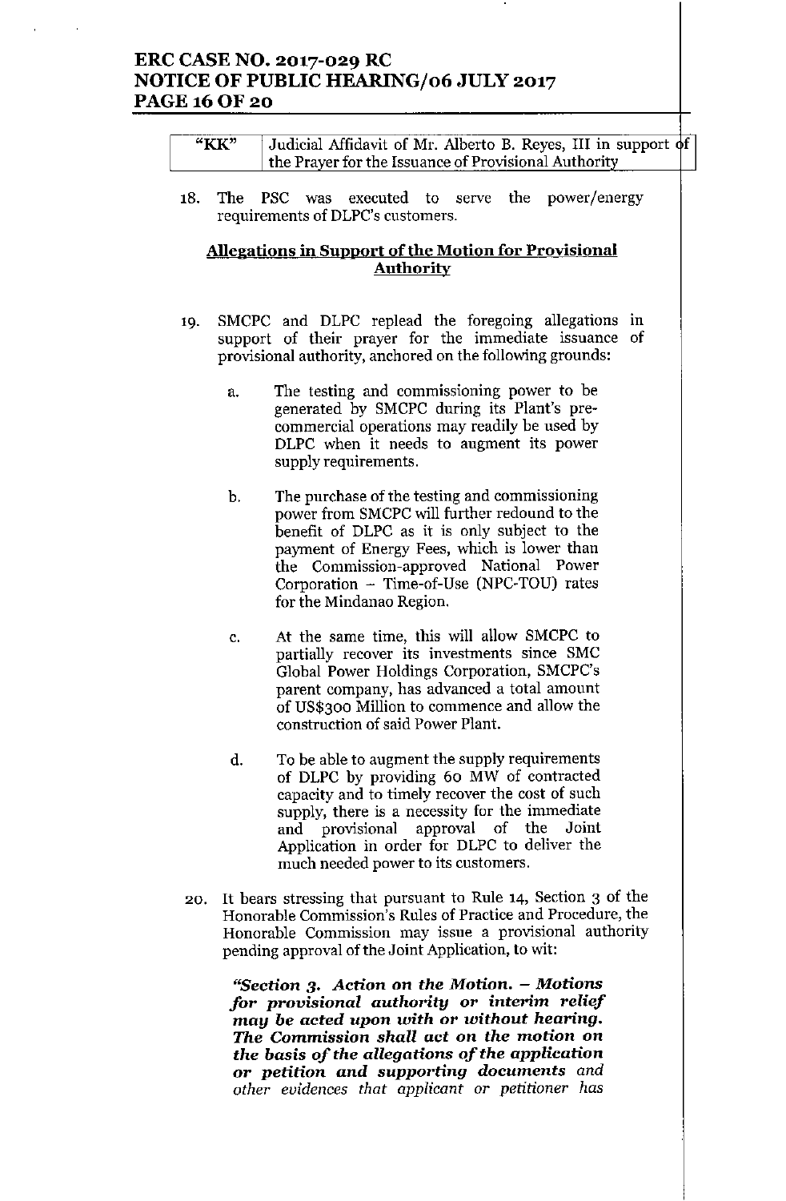| "KK" | Judicial Affidavit of Mr. Alberto B. Reyes, III in support of the Prayer for the Issuance of Provisional Authority |
|---|---|

18. The PSC was executed to serve the power/energy requirements of DLPC's customers.

**Allegations in Support of the Motion for Provisional Authority**

19. SMCPC and DLPC replead the foregoing allegations in support of their prayer for the immediate issuance of provisional authority, anchored on the following grounds:

   a. The testing and commissioning power to be generated by SMCPC during its Plant's pre-commercial operations may readily be used by DLPC when it needs to augment its power supply requirements.

   b. The purchase of the testing and commissioning power from SMCPC will further redound to the benefit of DLPC as it is only subject to the payment of Energy Fees, which is lower than the Commission-approved National Power Corporation – Time-of-Use (NPC-TOU) rates for the Mindanao Region.

   c. At the same time, this will allow SMCPC to partially recover its investments since SMC Global Power Holdings Corporation, SMCPC's parent company, has advanced a total amount of US$300 Million to commence and allow the construction of said Power Plant.

   d. To be able to augment the supply requirements of DLPC by providing 60 MW of contracted capacity and to timely recover the cost of such supply, there is a necessity for the immediate and provisional approval of the Joint Application in order for DLPC to deliver the much needed power to its customers.

20. It bears stressing that pursuant to Rule 14, Section 3 of the Honorable Commission's Rules of Practice and Procedure, the Honorable Commission may issue a provisional authority pending approval of the Joint Application, to wit:

   ***"Section 3. Action on the Motion. – Motions for provisional authority or interim relief may be acted upon with or without hearing. The Commission shall act on the motion on the basis of the allegations of the application or petition and supporting documents*** *and other evidences that applicant or petitioner has*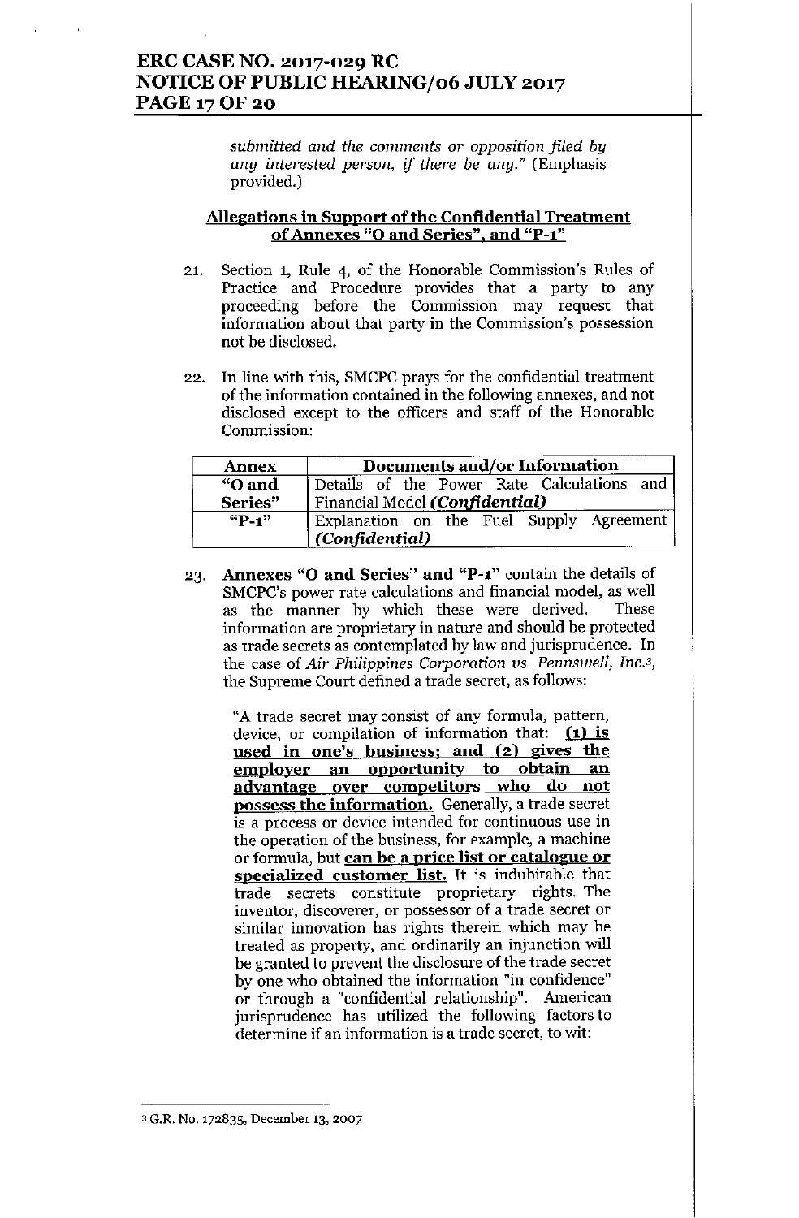*submitted and the comments or opposition filed by any interested person, if there be any.*" (Emphasis provided.)

**Allegations in Support of the Confidential Treatment of Annexes "O and Series", and "P-1"**

21. Section 1, Rule 4, of the Honorable Commission's Rules of Practice and Procedure provides that a party to any proceeding before the Commission may request that information about that party in the Commission's possession not be disclosed.

22. In line with this, SMCPC prays for the confidential treatment of the information contained in the following annexes, and not disclosed except to the officers and staff of the Honorable Commission:

| Annex | Documents and/or Information |
|---|---|
| "O and Series" | Details of the Power Rate Calculations and Financial Model ***(Confidential)*** |
| "P-1" | Explanation on the Fuel Supply Agreement ***(Confidential)*** |

23. **Annexes "O and Series" and "P-1"** contain the details of SMCPC's power rate calculations and financial model, as well as the manner by which these were derived. These information are proprietary in nature and should be protected as trade secrets as contemplated by law and jurisprudence. In the case of *Air Philippines Corporation vs. Pennswell, Inc.*[3], the Supreme Court defined a trade secret, as follows:

   "A trade secret may consist of any formula, pattern, device, or compilation of information that: **(1) is used in one's business; and (2) gives the employer an opportunity to obtain an advantage over competitors who do not possess the information.** Generally, a trade secret is a process or device intended for continuous use in the operation of the business, for example, a machine or formula, but **can be a price list or catalogue or specialized customer list.** It is indubitable that trade secrets constitute proprietary rights. The inventor, discoverer, or possessor of a trade secret or similar innovation has rights therein which may be treated as property, and ordinarily an injunction will be granted to prevent the disclosure of the trade secret by one who obtained the information "in confidence" or through a "confidential relationship". American jurisprudence has utilized the following factors to determine if an information is a trade secret, to wit:

---

[3] G.R. No. 172835, December 13, 2007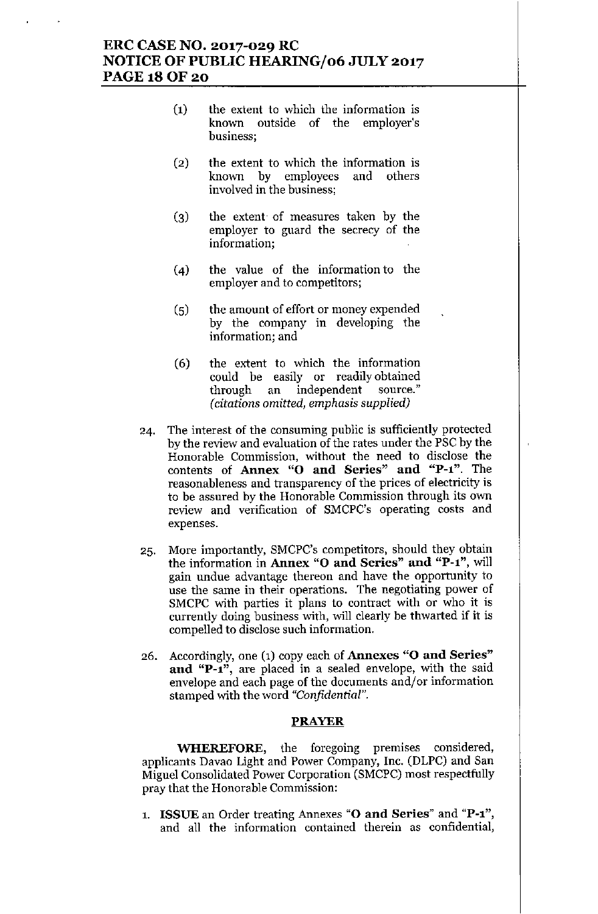(1) the extent to which the information is known outside of the employer's business;

(2) the extent to which the information is known by employees and others involved in the business;

(3) the extent of measures taken by the employer to guard the secrecy of the information;

(4) the value of the information to the employer and to competitors;

(5) the amount of effort or money expended by the company in developing the information; and

(6) the extent to which the information could be easily or readily obtained through an independent source." *(citations omitted, emphasis supplied)*

24. The interest of the consuming public is sufficiently protected by the review and evaluation of the rates under the PSC by the Honorable Commission, without the need to disclose the contents of **Annex "O and Series" and "P-1"**. The reasonableness and transparency of the prices of electricity is to be assured by the Honorable Commission through its own review and verification of SMCPC's operating costs and expenses.

25. More importantly, SMCPC's competitors, should they obtain the information in **Annex "O and Series" and "P-1"**, will gain undue advantage thereon and have the opportunity to use the same in their operations. The negotiating power of SMCPC with parties it plans to contract with or who it is currently doing business with, will clearly be thwarted if it is compelled to disclose such information.

26. Accordingly, one (1) copy each of **Annexes "O and Series" and "P-1"**, are placed in a sealed envelope, with the said envelope and each page of the documents and/or information stamped with the word *"Confidential"*.

## PRAYER

**WHEREFORE,** the foregoing premises considered, applicants Davao Light and Power Company, Inc. (DLPC) and San Miguel Consolidated Power Corporation (SMCPC) most respectfully pray that the Honorable Commission:

1. **ISSUE** an Order treating Annexes "**O and Series**" and "**P-1**", and all the information contained therein as confidential,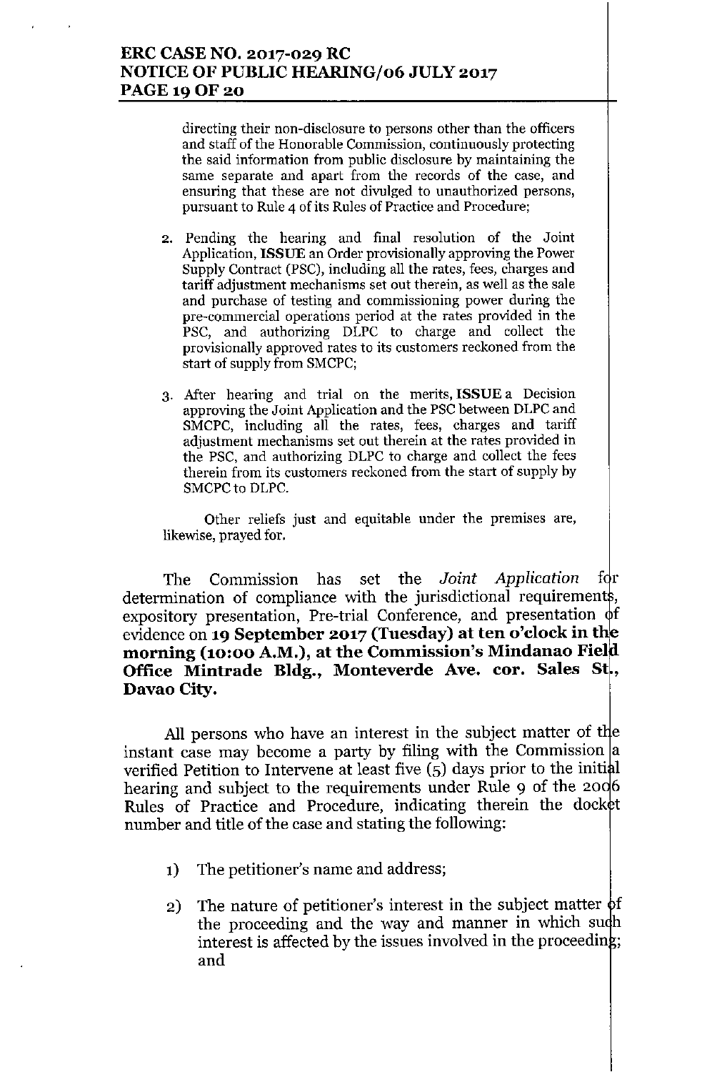directing their non-disclosure to persons other than the officers and staff of the Honorable Commission, continuously protecting the said information from public disclosure by maintaining the same separate and apart from the records of the case, and ensuring that these are not divulged to unauthorized persons, pursuant to Rule 4 of its Rules of Practice and Procedure;

2. Pending the hearing and final resolution of the Joint Application, **ISSUE** an Order provisionally approving the Power Supply Contract (PSC), including all the rates, fees, charges and tariff adjustment mechanisms set out therein, as well as the sale and purchase of testing and commissioning power during the pre-commercial operations period at the rates provided in the PSC, and authorizing DLPC to charge and collect the provisionally approved rates to its customers reckoned from the start of supply from SMCPC;

3. After hearing and trial on the merits, **ISSUE** a Decision approving the Joint Application and the PSC between DLPC and SMCPC, including all the rates, fees, charges and tariff adjustment mechanisms set out therein at the rates provided in the PSC, and authorizing DLPC to charge and collect the fees therein from its customers reckoned from the start of supply by SMCPC to DLPC.

Other reliefs just and equitable under the premises are, likewise, prayed for.

The Commission has set the *Joint Application* for determination of compliance with the jurisdictional requirements, expository presentation, Pre-trial Conference, and presentation of evidence on **19 September 2017 (Tuesday) at ten o'clock in the morning (10:00 A.M.), at the Commission's Mindanao Field Office Mintrade Bldg., Monteverde Ave. cor. Sales St., Davao City.**

All persons who have an interest in the subject matter of the instant case may become a party by filing with the Commission a verified Petition to Intervene at least five (5) days prior to the initial hearing and subject to the requirements under Rule 9 of the 2006 Rules of Practice and Procedure, indicating therein the docket number and title of the case and stating the following:

1) The petitioner's name and address;

2) The nature of petitioner's interest in the subject matter of the proceeding and the way and manner in which such interest is affected by the issues involved in the proceeding; and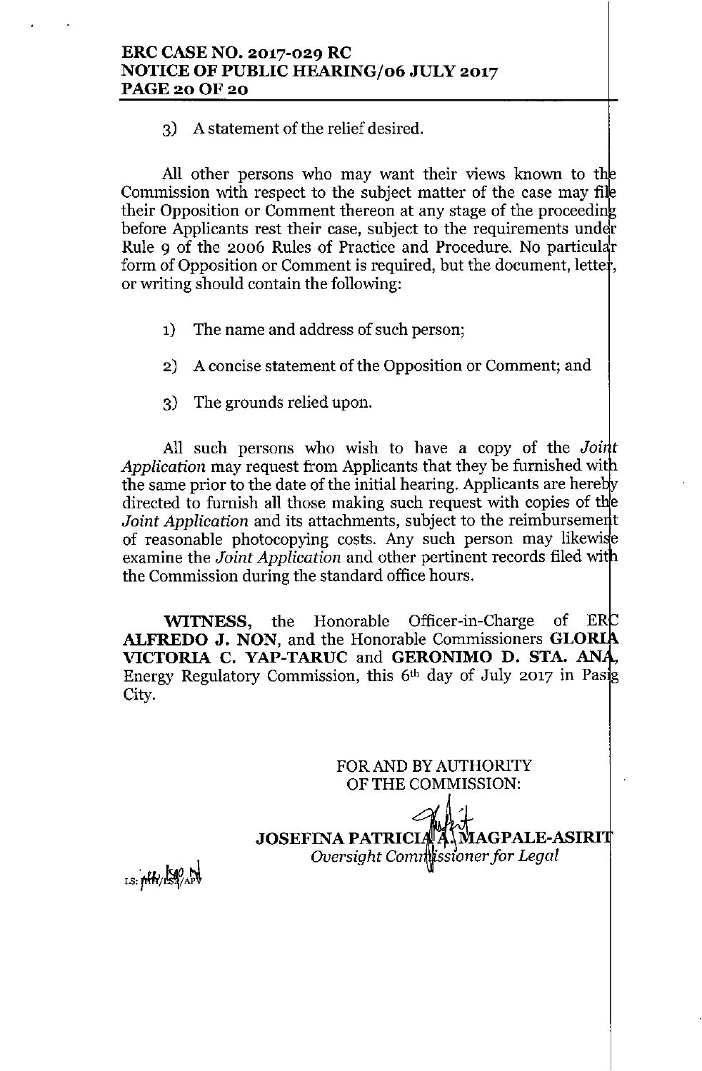3) A statement of the relief desired.

All other persons who may want their views known to the Commission with respect to the subject matter of the case may file their Opposition or Comment thereon at any stage of the proceeding before Applicants rest their case, subject to the requirements under Rule 9 of the 2006 Rules of Practice and Procedure. No particular form of Opposition or Comment is required, but the document, letter, or writing should contain the following:

1) The name and address of such person;

2) A concise statement of the Opposition or Comment; and

3) The grounds relied upon.

All such persons who wish to have a copy of the *Joint Application* may request from Applicants that they be furnished with the same prior to the date of the initial hearing. Applicants are hereby directed to furnish all those making such request with copies of the *Joint Application* and its attachments, subject to the reimbursement of reasonable photocopying costs. Any such person may likewise examine the *Joint Application* and other pertinent records filed with the Commission during the standard office hours.

**WITNESS,** the Honorable Officer-in-Charge of ERC **ALFREDO J. NON**, and the Honorable Commissioners **GLORIA VICTORIA C. YAP-TARUC** and **GERONIMO D. STA. ANA**, Energy Regulatory Commission, this 6th day of July 2017 in Pasig City.

FOR AND BY AUTHORITY
OF THE COMMISSION:

**JOSEFINA PATRICIA A. MAGPALE-ASIRIT**
*Oversight Commissioner for Legal*

LS: MH/LSI/APV